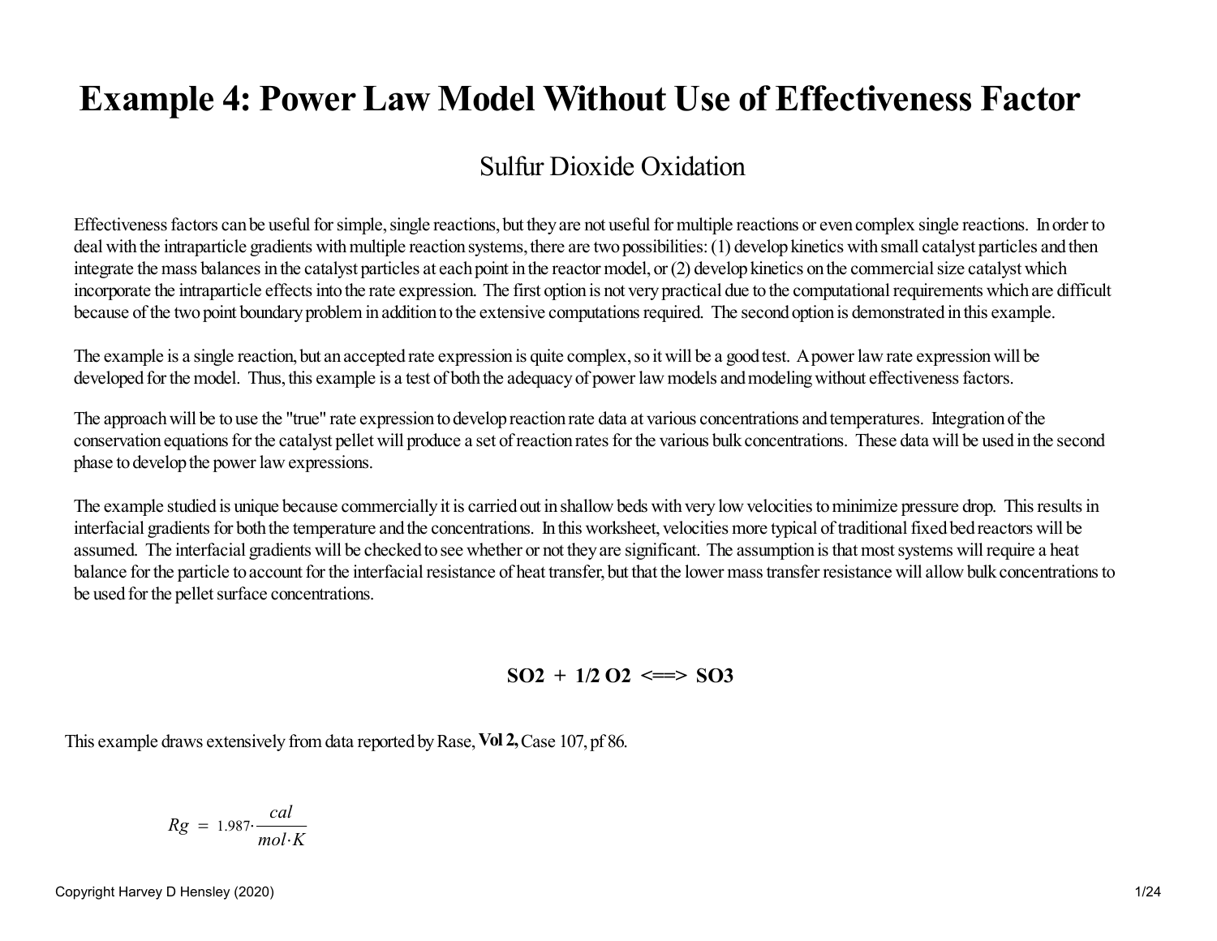# Example 4: Power Law Model Without Use of Effectiveness Factor

## Sulfur Dioxide Oxidation

Effectiveness factors can be useful for simple, single reactions, but they are not useful for multiple reactions or even complex single reactions. In order to deal with the intraparticle gradients with multiple reaction systems, there are two possibilities: (1) develop kinetics with small catalyst particles and then integrate the mass balances in the catalyst particles at each point in the reactor model, or (2) develop kinetics on the commercial size catalyst which incorporate the intraparticle effects into the rate expression. The first option is not very practical due to the computational requirements which are difficult because of the two point boundary problem in addition to the extensive computations required. The second option is demonstrated in this example.

The example is a single reaction, but an accepted rate expression is quite complex, so it will be a good test. A power law rate expression will be developed for the model. Thus, this example is a test of both the adequacy of power law models and modeling without effectiveness factors.

The approach will be to use the "true" rate expression to develop reaction rate data at various concentrations and temperatures. Integration of the conservation equations for the catalyst pellet will produce a set of reaction rates for the various bulk concentrations. These data will be used in the second phase to develop the power law expressions.

The example studied is unique because commercially it is carried out in shallow beds with very low velocities to minimize pressure drop. This results in interfacial gradients for both the temperature and the concentrations. In this worksheet, velocities more typical of traditional fixed bed reactors will be assumed. The interfacial gradients will be checked to see whether or not they are significant. The assumption is that most systems will require a heat balance for the particle to account for the interfacial resistance of heat transfer, but that the lower mass transfer resistance will allow bulk concentrations to be used for the pellet surface concentrations.

**SO2 + 1/2 O2 <==> SO3**

This example draws extensively from data reported by Rase, **Vol 2,** Case 107, pf 86.

$$Rg = 1.987 \cdot \frac{cal}{mol \cdot K}$$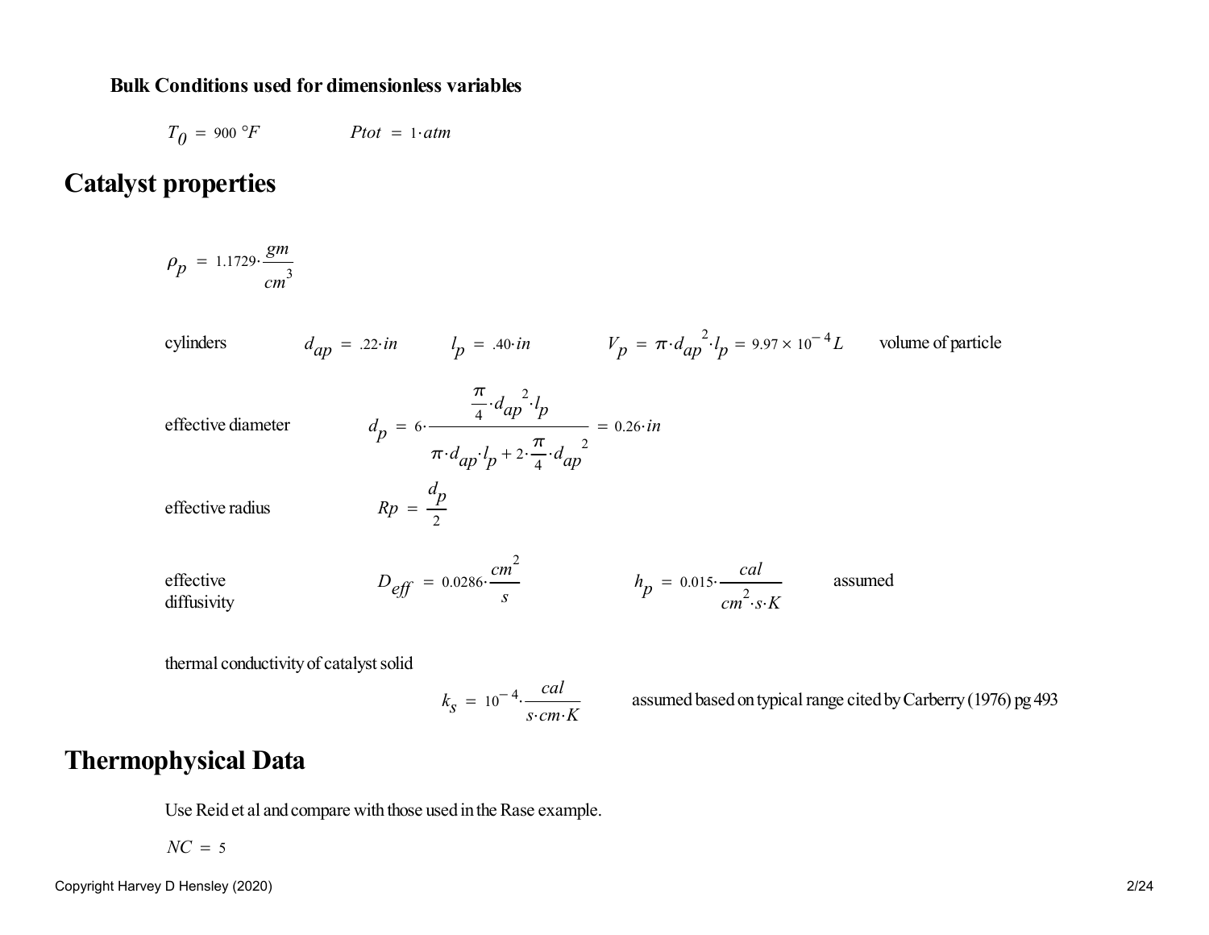**Bulk Conditions used for dimensionless variables**

$T_0 = 900\ °F$ $\qquad\qquad$ $Ptot = 1 \cdot atm$

# Catalyst properties

$$\rho_p = 1.1729 \cdot \frac{gm}{cm^3}$$

cylinders $\qquad d_{ap} = .22 \cdot in \qquad l_p = .40 \cdot in \qquad V_p = \pi \cdot d_{ap}^{\,2} \cdot l_p = 9.97 \times 10^{-4} L \qquad$ volume of particle

effective diameter

$$d_p = 6 \cdot \frac{\frac{\pi}{4} \cdot d_{ap}^{\,2} \cdot l_p}{\pi \cdot d_{ap} \cdot l_p + 2 \cdot \frac{\pi}{4} \cdot d_{ap}^{\,2}} = 0.26 \cdot in$$

effective radius

$$Rp = \frac{d_p}{2}$$

effective diffusivity $\qquad D_{eff} = 0.0286 \cdot \frac{cm^2}{s} \qquad\qquad h_p = 0.015 \cdot \frac{cal}{cm^2 \cdot s \cdot K} \qquad$ assumed

thermal conductivity of catalyst solid

$$k_s = 10^{-4} \cdot \frac{cal}{s \cdot cm \cdot K}$$

assumed based on typical range cited by Carberry (1976) pg 493

# Thermophysical Data

Use Reid et al and compare with those used in the Rase example.

$NC = 5$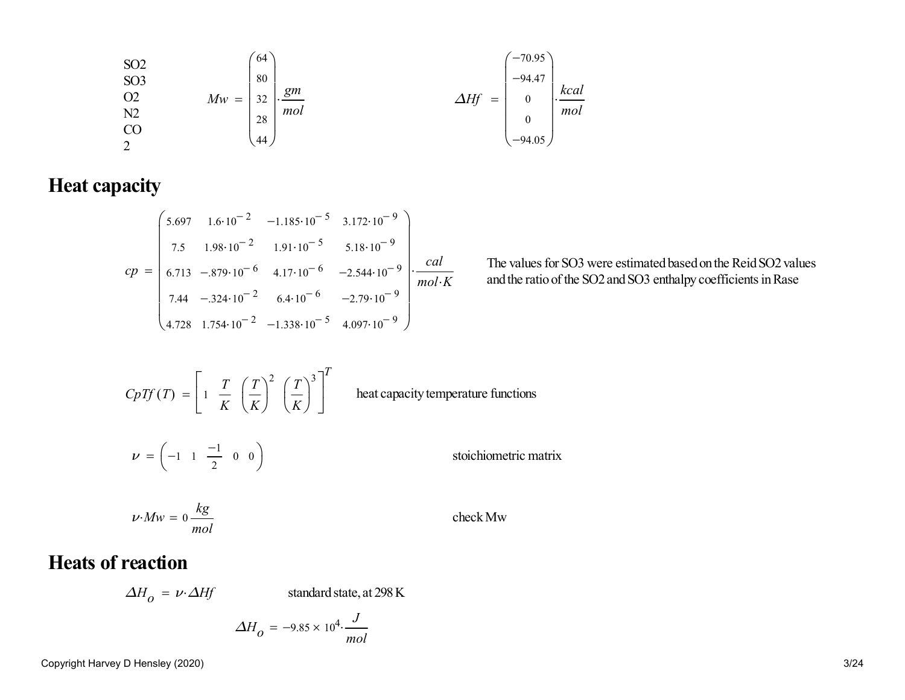SO2
SO3
O2
N2
CO
2

$$Mw = \begin{pmatrix} 64 \\ 80 \\ 32 \\ 28 \\ 44 \end{pmatrix} \cdot \frac{gm}{mol} \qquad \Delta Hf = \begin{pmatrix} -70.95 \\ -94.47 \\ 0 \\ 0 \\ -94.05 \end{pmatrix} \cdot \frac{kcal}{mol}$$

# Heat capacity

$$cp = \begin{pmatrix} 5.697 & 1.6\cdot 10^{-2} & -1.185\cdot 10^{-5} & 3.172\cdot 10^{-9} \\ 7.5 & 1.98\cdot 10^{-2} & 1.91\cdot 10^{-5} & 5.18\cdot 10^{-9} \\ 6.713 & -.879\cdot 10^{-6} & 4.17\cdot 10^{-6} & -2.544\cdot 10^{-9} \\ 7.44 & -.324\cdot 10^{-2} & 6.4\cdot 10^{-6} & -2.79\cdot 10^{-9} \\ 4.728 & 1.754\cdot 10^{-2} & -1.338\cdot 10^{-5} & 4.097\cdot 10^{-9} \end{pmatrix} \cdot \frac{cal}{mol \cdot K}$$

The values for SO3 were estimated based on the Reid SO2 values and the ratio of the SO2 and SO3 enthalpy coefficients in Rase

$$CpTf(T) = \left[ 1 \quad \frac{T}{K} \quad \left(\frac{T}{K}\right)^2 \quad \left(\frac{T}{K}\right)^3 \right]^T$$

heat capacity temperature functions

$$\nu = \begin{pmatrix} -1 & 1 & \frac{-1}{2} & 0 & 0 \end{pmatrix}$$

stoichiometric matrix

$$\nu \cdot Mw = 0 \frac{kg}{mol}$$

check Mw

# Heats of reaction

$$\Delta H_o = \nu \cdot \Delta Hf$$

standard state, at 298 K

$$\Delta H_o = -9.85 \times 10^4 \cdot \frac{J}{mol}$$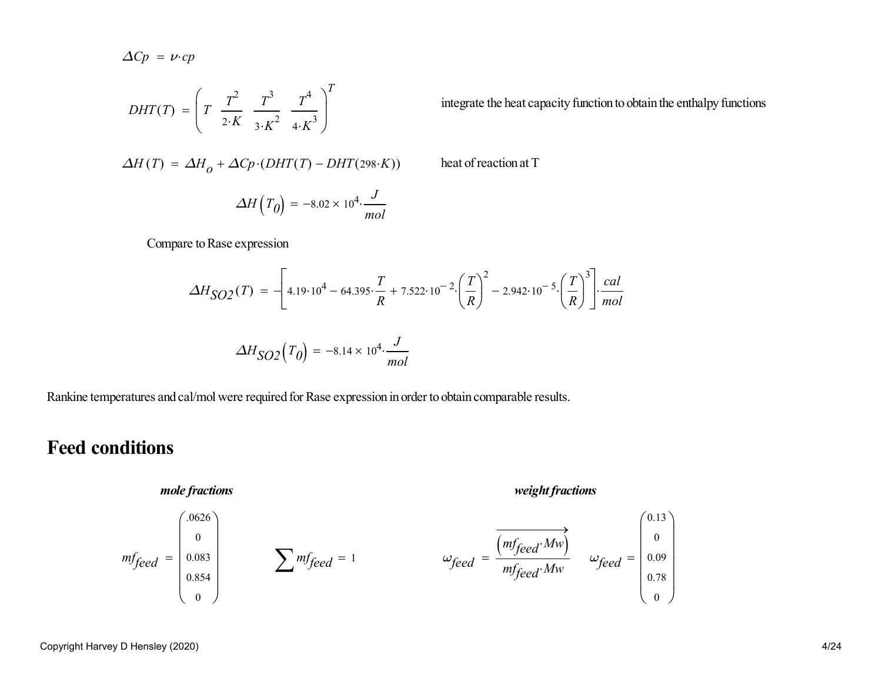$$\Delta Cp = \nu \cdot cp$$

$$DHT(T) = \left( T \quad \frac{T^2}{2 \cdot K} \quad \frac{T^3}{3 \cdot K^2} \quad \frac{T^4}{4 \cdot K^3} \right)^T$$

integrate the heat capacity function to obtain the enthalpy functions

$$\Delta H(T) = \Delta H_o + \Delta Cp \cdot (DHT(T) - DHT(298 \cdot K))$$

heat of reaction at T

$$\Delta H\left(T_0\right) = -8.02 \times 10^4 \cdot \frac{J}{mol}$$

Compare to Rase expression

$$\Delta H_{SO2}(T) = -\left[4.19 \cdot 10^4 - 64.395 \cdot \frac{T}{R} + 7.522 \cdot 10^{-2} \cdot \left(\frac{T}{R}\right)^2 - 2.942 \cdot 10^{-5} \cdot \left(\frac{T}{R}\right)^3\right] \cdot \frac{cal}{mol}$$

$$\Delta H_{SO2}\left(T_0\right) = -8.14 \times 10^4 \cdot \frac{J}{mol}$$

Rankine temperatures and cal/mol were required for Rase expression in order to obtain comparable results.

## Feed conditions

***mole fractions***

$$mf_{feed} = \begin{pmatrix} .0626 \\ 0 \\ 0.083 \\ 0.854 \\ 0 \end{pmatrix} \qquad \sum mf_{feed} = 1$$

***weight fractions***

$$\omega_{feed} = \frac{\overrightarrow{\left(mf_{feed} \cdot Mw\right)}}{mf_{feed} \cdot Mw} \qquad \omega_{feed} = \begin{pmatrix} 0.13 \\ 0 \\ 0.09 \\ 0.78 \\ 0 \end{pmatrix}$$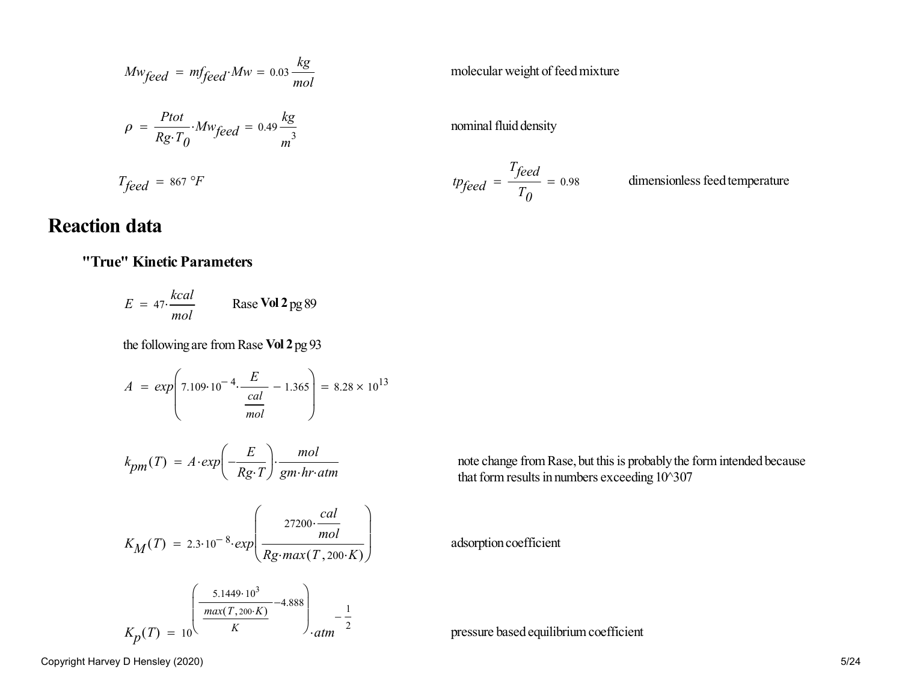$$Mw_{feed} = mf_{feed} \cdot Mw = 0.03 \frac{kg}{mol}$$

molecular weight of feed mixture

$$\rho = \frac{Ptot}{Rg \cdot T_0} \cdot Mw_{feed} = 0.49 \frac{kg}{m^3}$$

nominal fluid density

$$T_{feed} = 867 \, °F$$

$$tp_{feed} = \frac{T_{feed}}{T_0} = 0.98$$

dimensionless feed temperature

# Reaction data

## "True" Kinetic Parameters

$$E = 47 \cdot \frac{kcal}{mol}$$

Rase **Vol 2** pg 89

the following are from Rase **Vol 2** pg 93

$$A = exp\left(7.109 \cdot 10^{-4} \cdot \frac{E}{\frac{cal}{mol}} - 1.365\right) = 8.28 \times 10^{13}$$

$$k_{pm}(T) = A \cdot exp\left(-\frac{E}{Rg \cdot T}\right) \cdot \frac{mol}{gm \cdot hr \cdot atm}$$

note change from Rase, but this is probably the form intended because that form results in numbers exceeding 10^307

$$K_M(T) = 2.3 \cdot 10^{-8} \cdot exp\left(\frac{27200 \cdot \frac{cal}{mol}}{Rg \cdot max(T, 200 \cdot K)}\right)$$

adsorption coefficient

$$K_p(T) = 10^{\left(\frac{5.1449 \cdot 10^3}{\frac{max(T, 200 \cdot K)}{K}} - 4.888\right)} \cdot atm^{-\frac{1}{2}}$$

pressure based equilibrium coefficient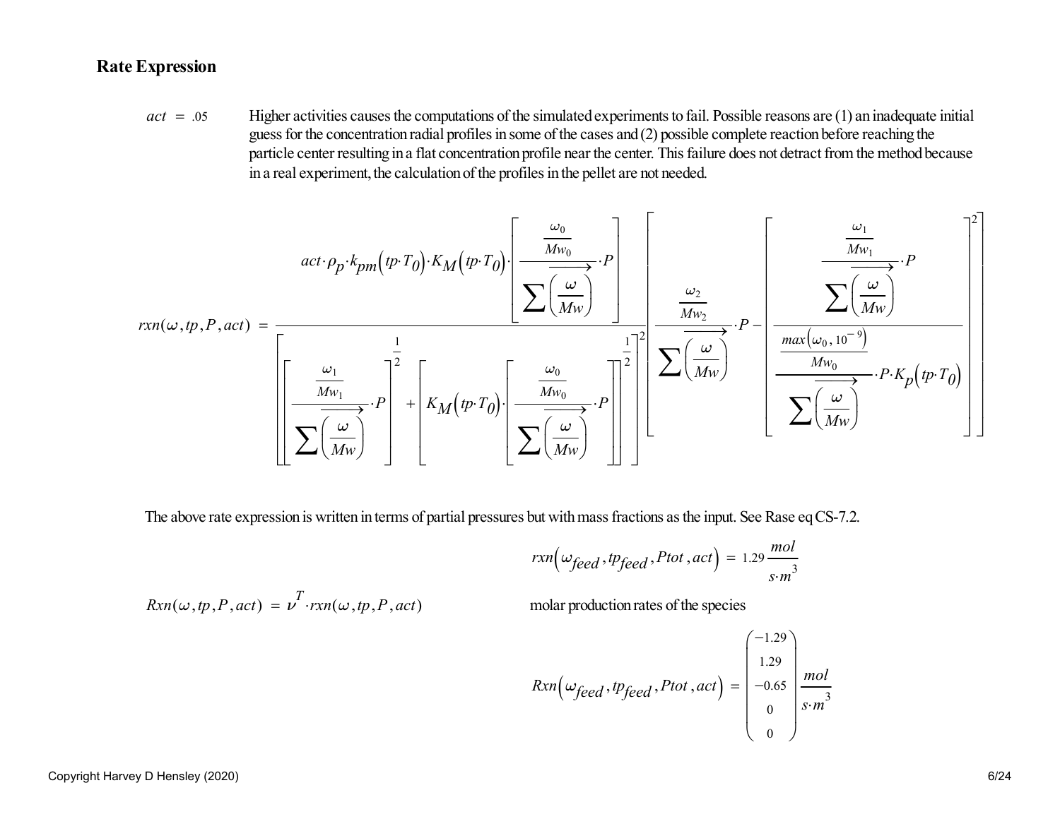## Rate Expression

$act = .05$ Higher activities causes the computations of the simulated experiments to fail. Possible reasons are (1) an inadequate initial guess for the concentration radial profiles in some of the cases and (2) possible complete reaction before reaching the particle center resulting in a flat concentration profile near the center. This failure does not detract from the method because in a real experiment, the calculation of the profiles in the pellet are not needed.

$$rxn(\omega, tp, P, act) = \frac{act \cdot \rho_p \cdot k_{pm}(tp \cdot T_0) \cdot K_M(tp \cdot T_0) \cdot \left[ \frac{\frac{\omega_0}{Mw_0}}{\sum \overrightarrow{\left(\frac{\omega}{Mw}\right)}} \cdot P \right]}{\left[ \left[ \frac{\frac{\omega_1}{Mw_1}}{\sum \overrightarrow{\left(\frac{\omega}{Mw}\right)}} \cdot P \right]^{\frac{1}{2}} + \left[ K_M(tp \cdot T_0) \cdot \left[ \frac{\frac{\omega_0}{Mw_0}}{\sum \overrightarrow{\left(\frac{\omega}{Mw}\right)}} \cdot P \right] \right]^{\frac{1}{2}} \right]^2} \left[ \frac{\frac{\omega_2}{Mw_2}}{\sum \overrightarrow{\left(\frac{\omega}{Mw}\right)}} \cdot P - \left[ \frac{\frac{\frac{\omega_1}{Mw_1}}{\sum \overrightarrow{\left(\frac{\omega}{Mw}\right)}} \cdot P}{\frac{\frac{max(\omega_0, 10^{-9})}{Mw_0}}{\sum \overrightarrow{\left(\frac{\omega}{Mw}\right)}} \cdot P \cdot K_p(tp \cdot T_0)} \right]^2 \right]$$

The above rate expression is written in terms of partial pressures but with mass fractions as the input. See Rase eq CS-7.2.

$$rxn(\omega_{feed}, tp_{feed}, Ptot, act) = 1.29 \frac{mol}{s \cdot m^3}$$

$$Rxn(\omega, tp, P, act) = \nu^T \cdot rxn(\omega, tp, P, act)$$

molar production rates of the species

$$Rxn(\omega_{feed}, tp_{feed}, Ptot, act) = \begin{pmatrix} -1.29 \\ 1.29 \\ -0.65 \\ 0 \\ 0 \end{pmatrix} \frac{mol}{s \cdot m^3}$$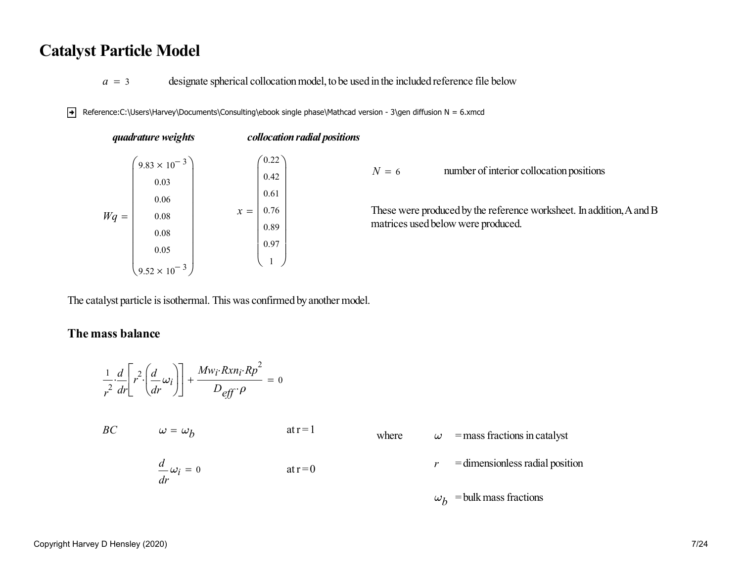# Catalyst Particle Model

$a = 3$ designate spherical collocation model, to be used in the included reference file below

Reference:C:\Users\Harvey\Documents\Consulting\ebook single phase\Mathcad version - 3\gen diffusion N = 6.xmcd

***quadrature weights*** ***collocation radial positions***

$$Wq = \begin{pmatrix} 9.83 \times 10^{-3} \\ 0.03 \\ 0.06 \\ 0.08 \\ 0.08 \\ 0.05 \\ 9.52 \times 10^{-3} \end{pmatrix} \qquad x = \begin{pmatrix} 0.22 \\ 0.42 \\ 0.61 \\ 0.76 \\ 0.89 \\ 0.97 \\ 1 \end{pmatrix}$$

$N = 6$ number of interior collocation positions

These were produced by the reference worksheet. In addition, A and B matrices used below were produced.

The catalyst particle is isothermal. This was confirmed by another model.

## The mass balance

$$\frac{1}{r^2} \cdot \frac{d}{dr}\left[ r^2 \cdot \left( \frac{d}{dr} \omega_i \right) \right] + \frac{Mw_i \cdot Rxn_i \cdot Rp^2}{D_{eff} \cdot \rho} = 0$$

$BC$ $\quad \omega = \omega_b \quad$ at r = 1

$\quad \dfrac{d}{dr} \omega_i = 0 \quad$ at r = 0

where

$\omega$ = mass fractions in catalyst

$r$ = dimensionless radial position

$\omega_b$ = bulk mass fractions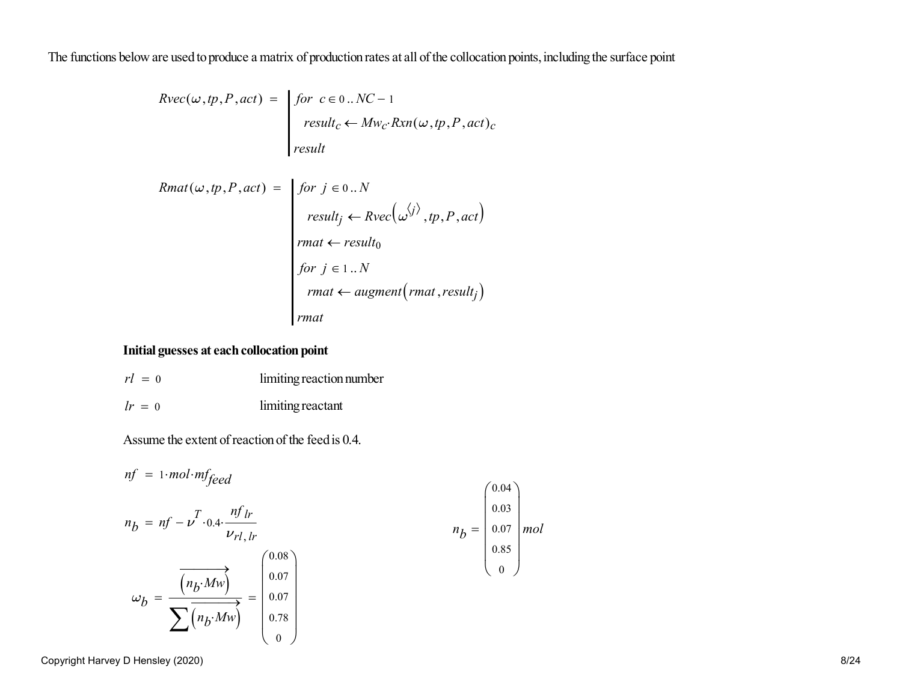The functions below are used to produce a matrix of production rates at all of the collocation points, including the surface point

$$Rvec(\omega, tp, P, act) = \left| \begin{array}{l} \text{for } c \in 0..NC-1 \\ \quad result_c \leftarrow Mw_c \cdot Rxn(\omega, tp, P, act)_c \\ result \end{array} \right.$$

$$Rmat(\omega, tp, P, act) = \left| \begin{array}{l} \text{for } j \in 0..N \\ \quad result_j \leftarrow Rvec\left(\omega^{\langle j \rangle}, tp, P, act\right) \\ rmat \leftarrow result_0 \\ \text{for } j \in 1..N \\ \quad rmat \leftarrow augment\left(rmat, result_j\right) \\ rmat \end{array} \right.$$

**Initial guesses at each collocation point**

$rl = 0$ limiting reaction number

$lr = 0$ limiting reactant

Assume the extent of reaction of the feed is 0.4.

$$nf = 1 \cdot mol \cdot mf_{feed}$$

$$n_b = nf - \nu^T \cdot 0.4 \cdot \frac{nf_{lr}}{\nu_{rl,lr}} \qquad n_b = \begin{pmatrix} 0.04 \\ 0.03 \\ 0.07 \\ 0.85 \\ 0 \end{pmatrix} mol$$

$$\omega_b = \frac{\overrightarrow{\left(n_b \cdot Mw\right)}}{\sum \overrightarrow{\left(n_b \cdot Mw\right)}} = \begin{pmatrix} 0.08 \\ 0.07 \\ 0.07 \\ 0.78 \\ 0 \end{pmatrix}$$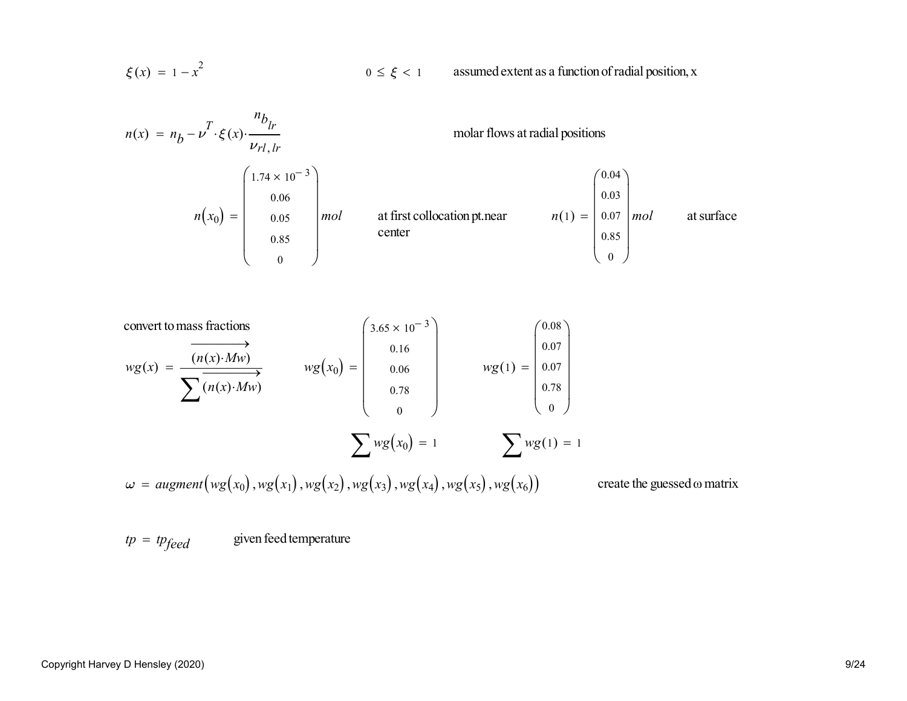$$\xi(x) = 1 - x^2 \qquad 0 \le \xi < 1$$

assumed extent as a function of radial position, x

$$n(x) = n_b - \nu^T \cdot \xi(x) \cdot \frac{n_{b_{lr}}}{\nu_{rl,lr}}$$

molar flows at radial positions

$$n(x_0) = \begin{pmatrix} 1.74 \times 10^{-3} \\ 0.06 \\ 0.05 \\ 0.85 \\ 0 \end{pmatrix} mol$$

at first collocation pt. near center

$$n(1) = \begin{pmatrix} 0.04 \\ 0.03 \\ 0.07 \\ 0.85 \\ 0 \end{pmatrix} mol$$

at surface

convert to mass fractions

$$wg(x) = \frac{\overrightarrow{(n(x) \cdot Mw)}}{\sum \overrightarrow{(n(x) \cdot Mw)}}$$

$$wg(x_0) = \begin{pmatrix} 3.65 \times 10^{-3} \\ 0.16 \\ 0.06 \\ 0.78 \\ 0 \end{pmatrix} \qquad wg(1) = \begin{pmatrix} 0.08 \\ 0.07 \\ 0.07 \\ 0.78 \\ 0 \end{pmatrix}$$

$$\sum wg(x_0) = 1 \qquad \sum wg(1) = 1$$

$$\omega = augment\left(wg(x_0), wg(x_1), wg(x_2), wg(x_3), wg(x_4), wg(x_5), wg(x_6)\right)$$

create the guessed ω matrix

$$tp = tp_{feed}$$

given feed temperature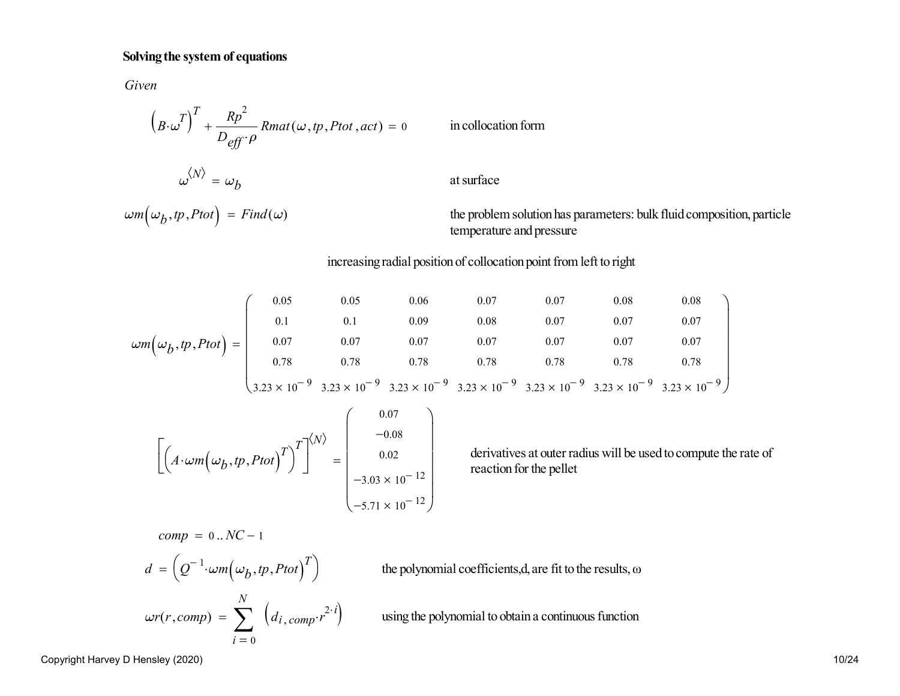**Solving the system of equations**

*Given*

$$\left(B\cdot\omega^{T}\right)^{T} + \frac{Rp^{2}}{D_{eff}\cdot\rho}\,Rmat(\omega, tp, Ptot, act) = 0$$

in collocation form

$$\omega^{\langle N\rangle} = \omega_{b}$$

at surface

$$\omega m\left(\omega_{b}, tp, Ptot\right) = Find(\omega)$$

the problem solution has parameters: bulk fluid composition, particle temperature and pressure

increasing radial position of collocation point from left to right

$$\omega m\left(\omega_{b}, tp, Ptot\right) = \begin{pmatrix} 0.05 & 0.05 & 0.06 & 0.07 & 0.07 & 0.08 & 0.08 \\ 0.1 & 0.1 & 0.09 & 0.08 & 0.07 & 0.07 & 0.07 \\ 0.07 & 0.07 & 0.07 & 0.07 & 0.07 & 0.07 & 0.07 \\ 0.78 & 0.78 & 0.78 & 0.78 & 0.78 & 0.78 & 0.78 \\ 3.23\times10^{-9} & 3.23\times10^{-9} & 3.23\times10^{-9} & 3.23\times10^{-9} & 3.23\times10^{-9} & 3.23\times10^{-9} & 3.23\times10^{-9} \end{pmatrix}$$

$$\left[\left(A\cdot\omega m\left(\omega_{b}, tp, Ptot\right)^{T}\right)^{T}\right]^{\langle N\rangle} = \begin{pmatrix} 0.07 \\ -0.08 \\ 0.02 \\ -3.03\times10^{-12} \\ -5.71\times10^{-12} \end{pmatrix}$$

derivatives at outer radius will be used to compute the rate of reaction for the pellet

$$comp = 0\,..\,NC-1$$

$$d = \left(Q^{-1}\cdot\omega m\left(\omega_{b}, tp, Ptot\right)^{T}\right)$$

the polynomial coefficients, d, are fit to the results, ω

$$\omega r(r, comp) = \sum_{i=0}^{N}\left(d_{i,comp}\cdot r^{2\cdot i}\right)$$

using the polynomial to obtain a continuous function

Copyright Harvey D Hensley (2020)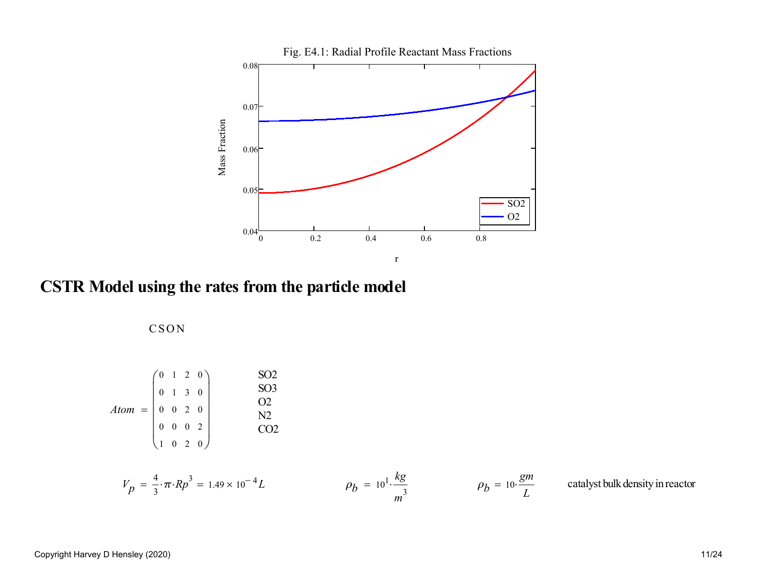Fig. E4.1: Radial Profile Reactant Mass Fractions

## CSTR Model using the rates from the particle model

C S O N

$$Atom = \begin{pmatrix} 0 & 1 & 2 & 0 \\ 0 & 1 & 3 & 0 \\ 0 & 0 & 2 & 0 \\ 0 & 0 & 0 & 2 \\ 1 & 0 & 2 & 0 \end{pmatrix}$$

SO2
SO3
O2
N2
CO2

$V_p = \frac{4}{3}\cdot\pi\cdot Rp^3 = 1.49\times10^{-4}L$ $\quad\quad$ $\rho_b = 10^1\cdot\frac{kg}{m^3}$ $\quad\quad$ $\rho_b = 10\cdot\frac{gm}{L}$ $\quad$ catalyst bulk density in reactor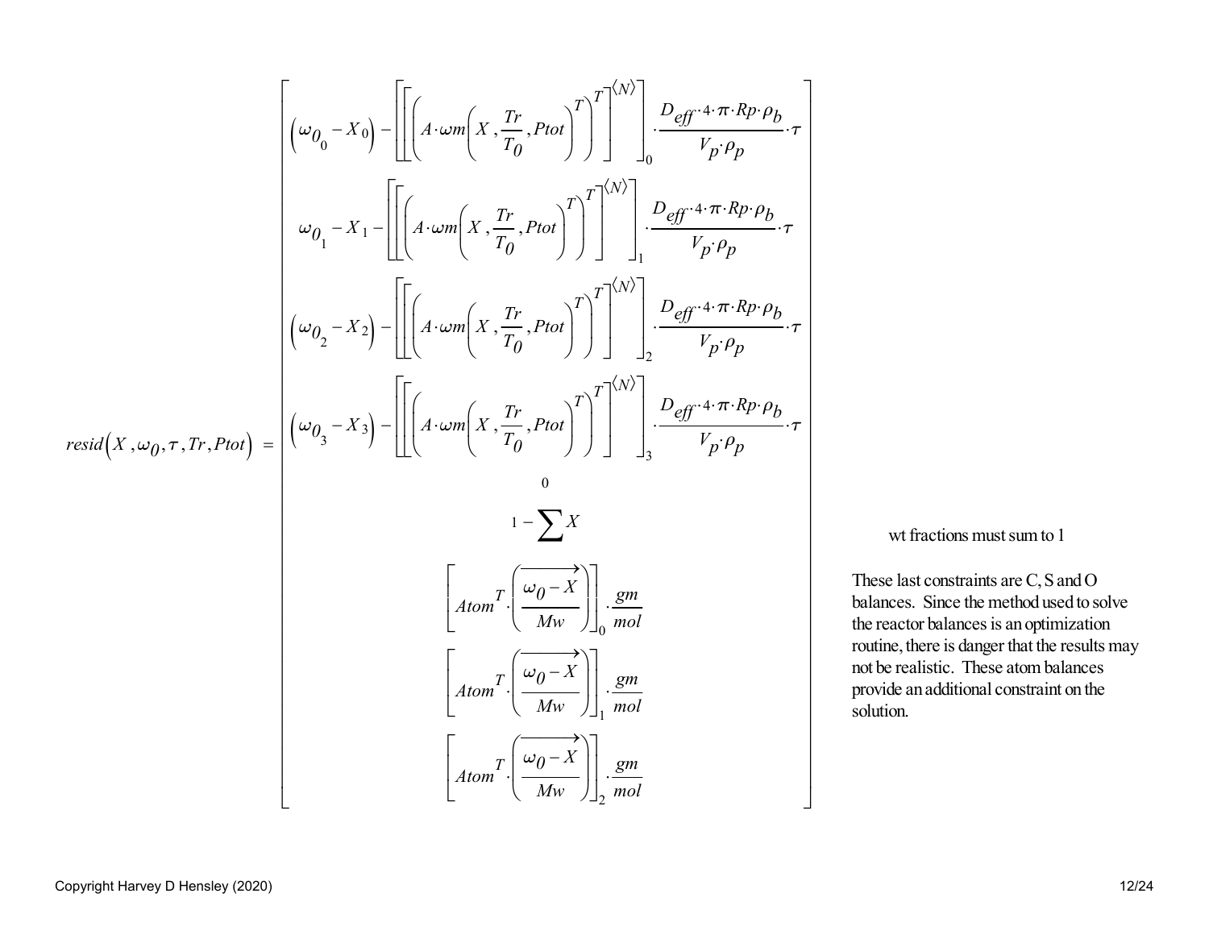$$
resid\left(X, \omega_0, \tau, Tr, Ptot\right) = \begin{bmatrix}
\left(\omega_{0_0} - X_0\right) - \left[\left[\left(A \cdot \omega m\left(X, \frac{Tr}{T_0}, Ptot\right)^T\right)^T\right]^{\langle N \rangle}\right]_0 \cdot \frac{D_{eff} \cdot 4 \cdot \pi \cdot Rp \cdot \rho_b}{V_p \cdot \rho_p} \cdot \tau \\
\omega_{0_1} - X_1 - \left[\left[\left(A \cdot \omega m\left(X, \frac{Tr}{T_0}, Ptot\right)^T\right)^T\right]^{\langle N \rangle}\right]_1 \cdot \frac{D_{eff} \cdot 4 \cdot \pi \cdot Rp \cdot \rho_b}{V_p \cdot \rho_p} \cdot \tau \\
\left(\omega_{0_2} - X_2\right) - \left[\left[\left(A \cdot \omega m\left(X, \frac{Tr}{T_0}, Ptot\right)^T\right)^T\right]^{\langle N \rangle}\right]_2 \cdot \frac{D_{eff} \cdot 4 \cdot \pi \cdot Rp \cdot \rho_b}{V_p \cdot \rho_p} \cdot \tau \\
\left(\omega_{0_3} - X_3\right) - \left[\left[\left(A \cdot \omega m\left(X, \frac{Tr}{T_0}, Ptot\right)^T\right)^T\right]^{\langle N \rangle}\right]_3 \cdot \frac{D_{eff} \cdot 4 \cdot \pi \cdot Rp \cdot \rho_b}{V_p \cdot \rho_p} \cdot \tau \\
0 \\
1 - \sum X \\
\left[Atom^T \cdot \left(\overrightarrow{\frac{\omega_0 - X}{Mw}}\right)\right]_0 \cdot \frac{gm}{mol} \\
\left[Atom^T \cdot \left(\overrightarrow{\frac{\omega_0 - X}{Mw}}\right)\right]_1 \cdot \frac{gm}{mol} \\
\left[Atom^T \cdot \left(\overrightarrow{\frac{\omega_0 - X}{Mw}}\right)\right]_2 \cdot \frac{gm}{mol}
\end{bmatrix}
$$

wt fractions must sum to 1

These last constraints are C, S and O balances. Since the method used to solve the reactor balances is an optimization routine, there is danger that the results may not be realistic. These atom balances provide an additional constraint on the solution.

Copyright Harvey D Hensley (2020)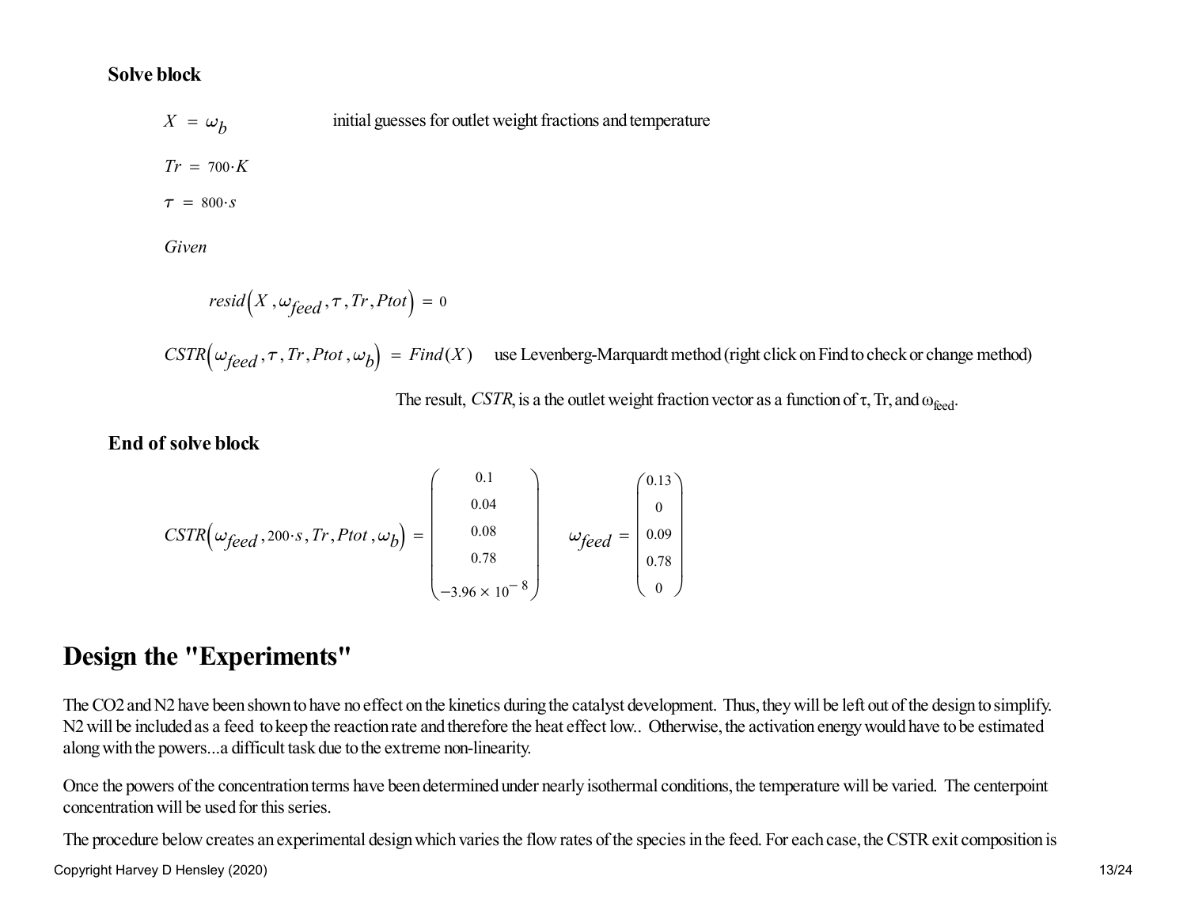**Solve block**

$X = \omega_b$ initial guesses for outlet weight fractions and temperature

$Tr = 700 \cdot K$

$\tau = 800 \cdot s$

*Given*

$$resid\left(X, \omega_{feed}, \tau, Tr, Ptot\right) = 0$$

$CSTR\left(\omega_{feed}, \tau, Tr, Ptot, \omega_b\right) = Find(X)$ use Levenberg-Marquardt method (right click on Find to check or change method)

The result, *CSTR*, is a the outlet weight fraction vector as a function of $\tau$, Tr, and $\omega_{feed}$.

**End of solve block**

$$CSTR\left(\omega_{feed}, 200 \cdot s, Tr, Ptot, \omega_b\right) = \begin{pmatrix} 0.1 \\ 0.04 \\ 0.08 \\ 0.78 \\ -3.96 \times 10^{-8} \end{pmatrix} \qquad \omega_{feed} = \begin{pmatrix} 0.13 \\ 0 \\ 0.09 \\ 0.78 \\ 0 \end{pmatrix}$$

# Design the "Experiments"

The CO2 and N2 have been shown to have no effect on the kinetics during the catalyst development. Thus, they will be left out of the design to simplify. N2 will be included as a feed to keep the reaction rate and therefore the heat effect low.. Otherwise, the activation energy would have to be estimated along with the powers...a difficult task due to the extreme non-linearity.

Once the powers of the concentration terms have been determined under nearly isothermal conditions, the temperature will be varied. The centerpoint concentration will be used for this series.

The procedure below creates an experimental design which varies the flow rates of the species in the feed. For each case, the CSTR exit composition is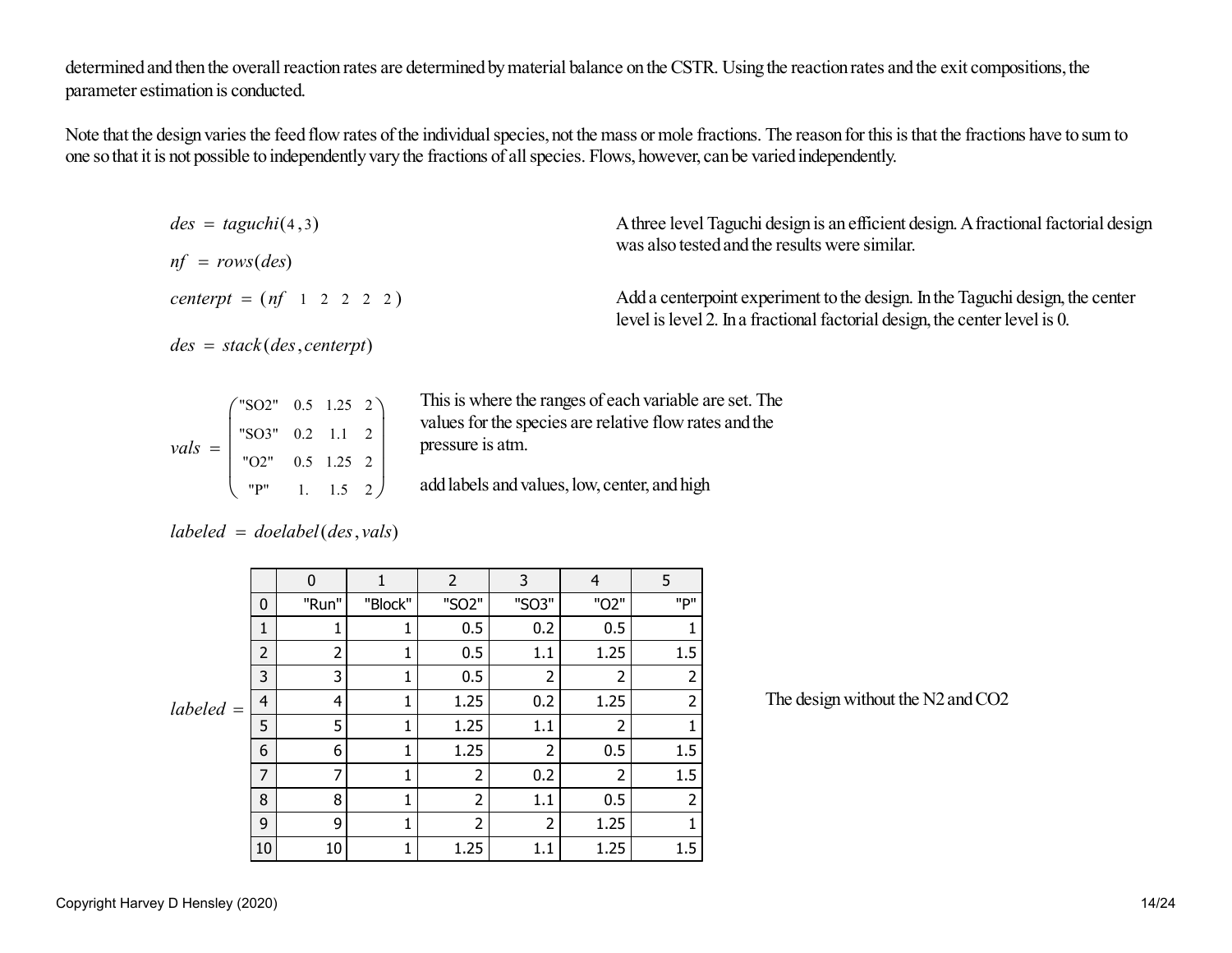determined and then the overall reaction rates are determined by material balance on the CSTR. Using the reaction rates and the exit compositions, the parameter estimation is conducted.

Note that the design varies the feed flow rates of the individual species, not the mass or mole fractions. The reason for this is that the fractions have to sum to one so that it is not possible to independently vary the fractions of all species. Flows, however, can be varied independently.

$$des = taguchi(4, 3)$$

A three level Taguchi design is an efficient design. A fractional factorial design was also tested and the results were similar.

$$nf = rows(des)$$

$$centerpt = (nf \;\; 1 \;\; 2 \;\; 2 \;\; 2 \;\; 2)$$

Add a centerpoint experiment to the design. In the Taguchi design, the center level is level 2. In a fractional factorial design, the center level is 0.

$$des = stack(des, centerpt)$$

$$vals = \begin{pmatrix} \text{"SO2"} & 0.5 & 1.25 & 2 \\ \text{"SO3"} & 0.2 & 1.1 & 2 \\ \text{"O2"} & 0.5 & 1.25 & 2 \\ \text{"P"} & 1. & 1.5 & 2 \end{pmatrix}$$

This is where the ranges of each variable are set. The values for the species are relative flow rates and the pressure is atm.

add labels and values, low, center, and high

$$labeled = doelabel(des, vals)$$

labeled =

| | 0 | 1 | 2 | 3 | 4 | 5 |
|---|---|---|---|---|---|---|
| 0 | "Run" | "Block" | "SO2" | "SO3" | "O2" | "P" |
| 1 | 1 | 1 | 0.5 | 0.2 | 0.5 | 1 |
| 2 | 2 | 1 | 0.5 | 1.1 | 1.25 | 1.5 |
| 3 | 3 | 1 | 0.5 | 2 | 2 | 2 |
| 4 | 4 | 1 | 1.25 | 0.2 | 1.25 | 2 |
| 5 | 5 | 1 | 1.25 | 1.1 | 2 | 1 |
| 6 | 6 | 1 | 1.25 | 2 | 0.5 | 1.5 |
| 7 | 7 | 1 | 2 | 0.2 | 2 | 1.5 |
| 8 | 8 | 1 | 2 | 1.1 | 0.5 | 2 |
| 9 | 9 | 1 | 2 | 2 | 1.25 | 1 |
| 10 | 10 | 1 | 1.25 | 1.1 | 1.25 | 1.5 |

The design without the N2 and CO2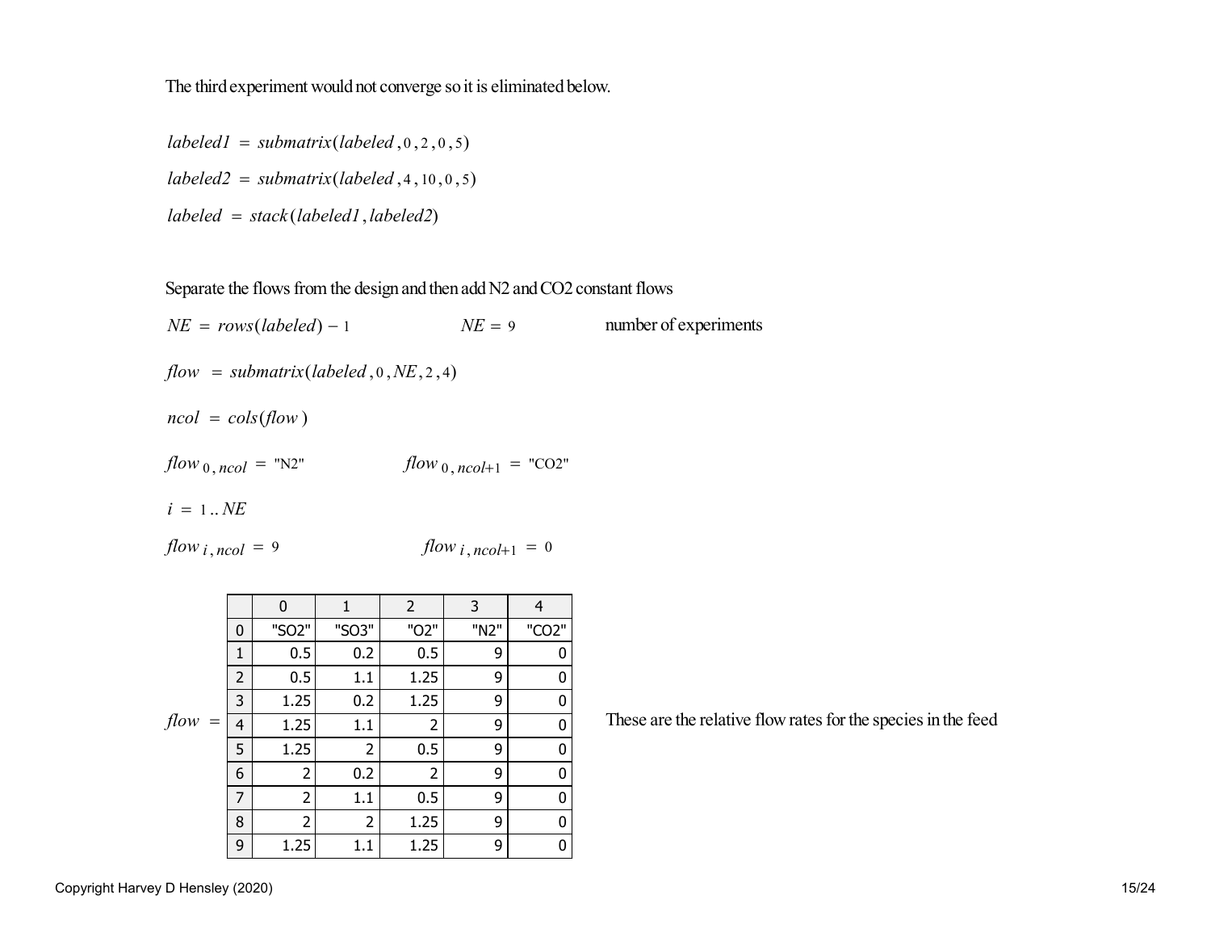The third experiment would not converge so it is eliminated below.

$labeled1 = submatrix(labeled, 0, 2, 0, 5)$

$labeled2 = submatrix(labeled, 4, 10, 0, 5)$

$labeled = stack(labeled1, labeled2)$

Separate the flows from the design and then add N2 and CO2 constant flows

$NE = rows(labeled) - 1$ $\qquad NE = 9$ $\qquad$ number of experiments

$flow = submatrix(labeled, 0, NE, 2, 4)$

$ncol = cols(flow)$

$flow_{0,ncol} = \text{"N2"}$ $\qquad flow_{0,ncol+1} = \text{"CO2"}$

$i = 1..NE$

$flow_{i,ncol} = 9$ $\qquad flow_{i,ncol+1} = 0$

$flow =$

| | 0 | 1 | 2 | 3 | 4 |
|---|---|---|---|---|---|
| 0 | "SO2" | "SO3" | "O2" | "N2" | "CO2" |
| 1 | 0.5 | 0.2 | 0.5 | 9 | 0 |
| 2 | 0.5 | 1.1 | 1.25 | 9 | 0 |
| 3 | 1.25 | 0.2 | 1.25 | 9 | 0 |
| 4 | 1.25 | 1.1 | 2 | 9 | 0 |
| 5 | 1.25 | 2 | 0.5 | 9 | 0 |
| 6 | 2 | 0.2 | 2 | 9 | 0 |
| 7 | 2 | 1.1 | 0.5 | 9 | 0 |
| 8 | 2 | 2 | 1.25 | 9 | 0 |
| 9 | 1.25 | 1.1 | 1.25 | 9 | 0 |

These are the relative flow rates for the species in the feed

Copyright Harvey D Hensley (2020)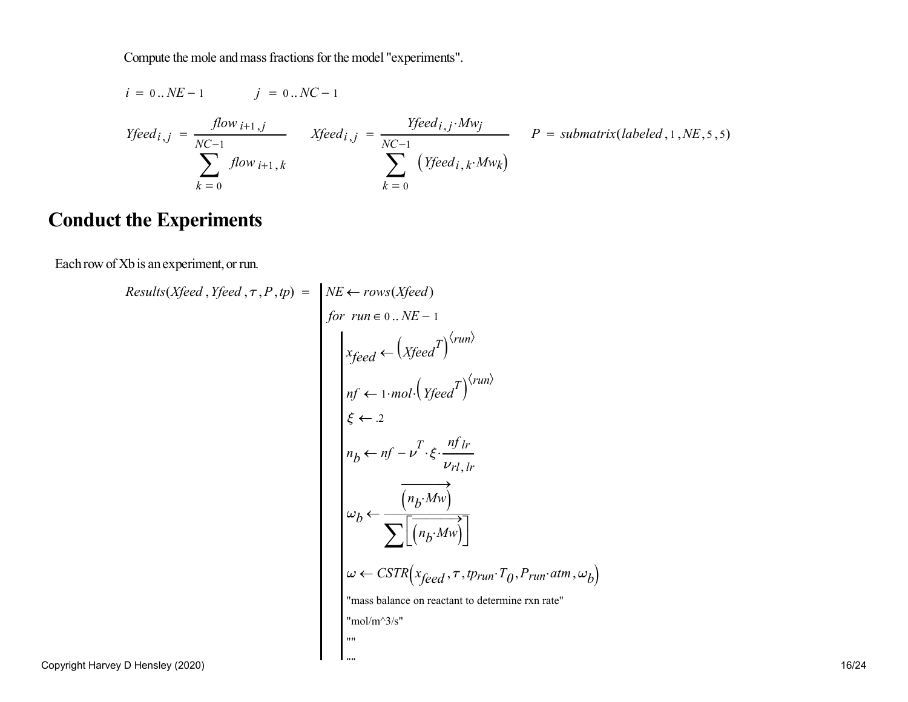Compute the mole and mass fractions for the model "experiments".

$$i = 0 .. NE - 1 \qquad j = 0 .. NC - 1$$

$$Yfeed_{i,j} = \frac{flow_{i+1,j}}{\displaystyle\sum_{k=0}^{NC-1} flow_{i+1,k}} \qquad Xfeed_{i,j} = \frac{Yfeed_{i,j} \cdot Mw_j}{\displaystyle\sum_{k=0}^{NC-1} \left(Yfeed_{i,k} \cdot Mw_k\right)} \qquad P = submatrix(labeled, 1, NE, 5, 5)$$

## Conduct the Experiments

Each row of Xb is an experiment, or run.

```
Results(Xfeed, Yfeed, τ, P, tp) = | NE ← rows(Xfeed)
                                  | for run ∈ 0 .. NE − 1
                                  |   | x_feed ← (Xfeed^T)^⟨run⟩
                                  |   | nf ← 1·mol·(Yfeed^T)^⟨run⟩
                                  |   | ξ ← .2
                                  |   | n_b ← nf − ν^T·ξ·(nf_lr / ν_rl,lr)
                                  |   | ω_b ← vec(n_b·Mw) / Σ[vec(n_b·Mw)]
                                  |   | ω ← CSTR(x_feed, τ, tp_run·T_0, P_run·atm, ω_b)
                                  |   | "mass balance on reactant to determine rxn rate"
                                  |   | "mol/m^3/s"
                                  |   | ""
                                  |   | ""
```

$$x_{feed} \leftarrow \left(Xfeed^T\right)^{\langle run \rangle}$$

$$nf \leftarrow 1 \cdot mol \cdot \left(Yfeed^T\right)^{\langle run \rangle}$$

$$\xi \leftarrow .2$$

$$n_b \leftarrow nf - \nu^T \cdot \xi \cdot \frac{nf_{lr}}{\nu_{rl,lr}}$$

$$\omega_b \leftarrow \frac{\overrightarrow{\left(n_b \cdot Mw\right)}}{\sum \left[\overrightarrow{\left(n_b \cdot Mw\right)}\right]}$$

$$\omega \leftarrow CSTR\left(x_{feed}, \tau, tp_{run} \cdot T_0, P_{run} \cdot atm, \omega_b\right)$$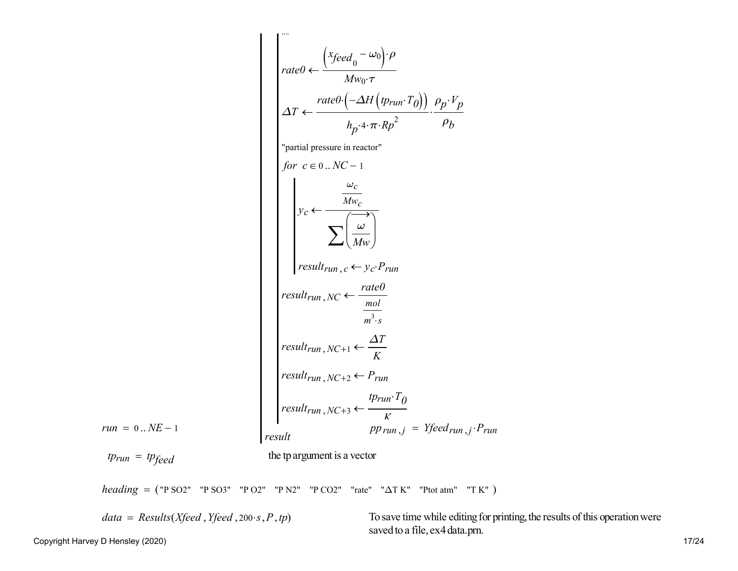""

$$rate0 \leftarrow \frac{\left(xfeed_0 - \omega_0\right)\cdot\rho}{Mw_0\cdot\tau}$$

$$\Delta T \leftarrow \frac{rate0\cdot\left(-\Delta H\left(tp_{run}\cdot T_0\right)\right)}{h_p\cdot 4\cdot\pi\cdot Rp^2}\cdot\frac{\rho_p\cdot V_p}{\rho_b}$$

"partial pressure in reactor"

$for\ \ c \in 0..NC-1$

$$y_c \leftarrow \frac{\dfrac{\omega_c}{Mw_c}}{\sum\left(\overrightarrow{\dfrac{\omega}{Mw}}\right)}$$

$$result_{run,c} \leftarrow y_c\cdot P_{run}$$

$$result_{run,NC} \leftarrow \frac{rate0}{\dfrac{mol}{m^3\cdot s}}$$

$$result_{run,NC+1} \leftarrow \frac{\Delta T}{K}$$

$$result_{run,NC+2} \leftarrow P_{run}$$

$$result_{run,NC+3} \leftarrow \frac{tp_{run}\cdot T_0}{K}$$

$result$

$run = 0..NE-1$

$pp_{run,j} = Yfeed_{run,j}\cdot P_{run}$

$tp_{run} = tp_{feed}$ the tp argument is a vector

$heading = (\text{"P SO2"}\ \ \text{"P SO3"}\ \ \text{"P O2"}\ \ \text{"P N2"}\ \ \text{"P CO2"}\ \ \text{"rate"}\ \ \text{"ΔT K"}\ \ \text{"Ptot atm"}\ \ \text{"T K"})$

$data = Results(Xfeed, Yfeed, 200\cdot s, P, tp)$

To save time while editing for printing, the results of this operation were saved to a file, ex4 data.prn.

Copyright Harvey D Hensley (2020)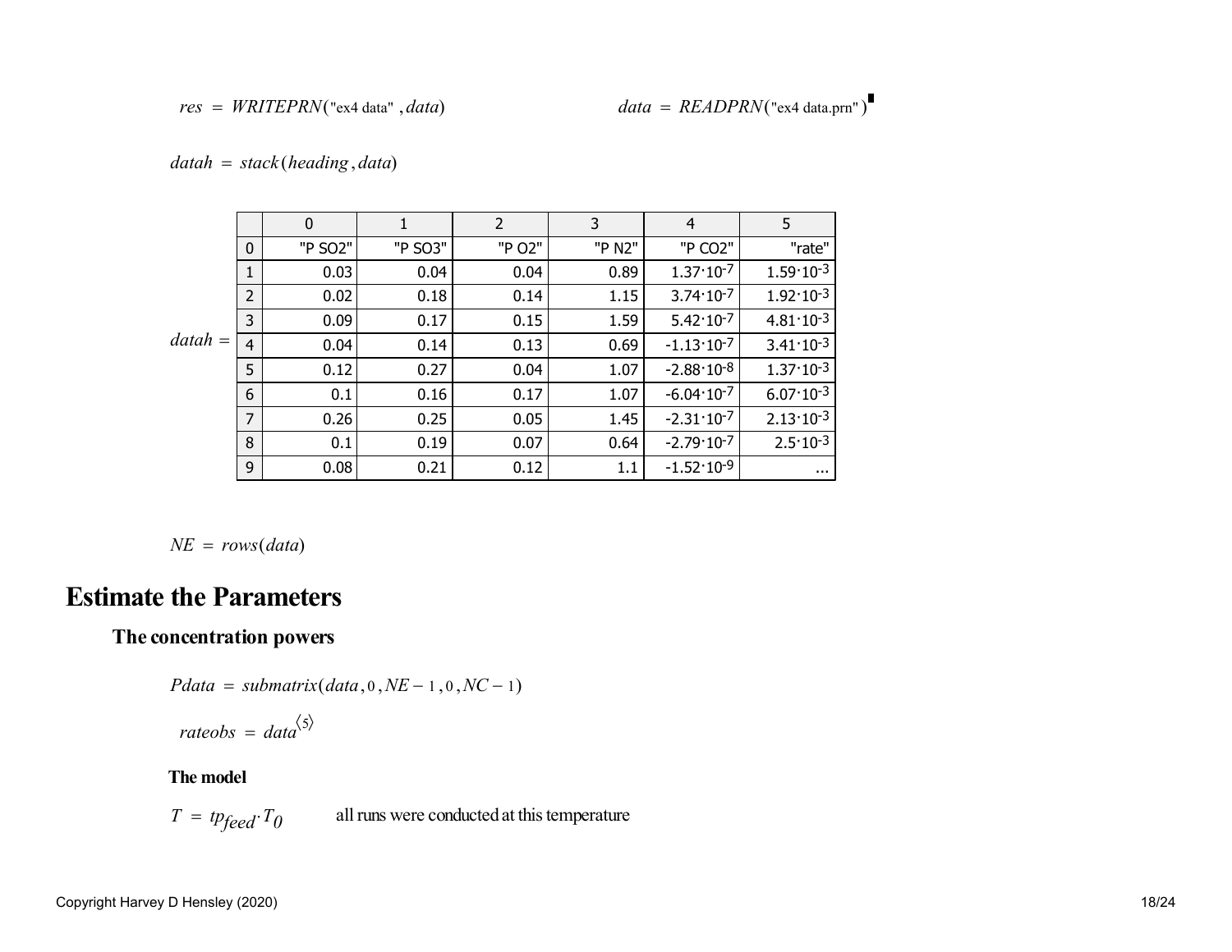$res = WRITEPRN(\text{"ex4 data"}, data)$ $\qquad$ $data = READPRN(\text{"ex4 data.prn"})$

$datah = stack(heading, data)$

$datah =$

|   | 0 | 1 | 2 | 3 | 4 | 5 |
|---|---|---|---|---|---|---|
| 0 | "P SO2" | "P SO3" | "P O2" | "P N2" | "P CO2" | "rate" |
| 1 | 0.03 | 0.04 | 0.04 | 0.89 | $1.37\cdot10^{-7}$ | $1.59\cdot10^{-3}$ |
| 2 | 0.02 | 0.18 | 0.14 | 1.15 | $3.74\cdot10^{-7}$ | $1.92\cdot10^{-3}$ |
| 3 | 0.09 | 0.17 | 0.15 | 1.59 | $5.42\cdot10^{-7}$ | $4.81\cdot10^{-3}$ |
| 4 | 0.04 | 0.14 | 0.13 | 0.69 | $-1.13\cdot10^{-7}$ | $3.41\cdot10^{-3}$ |
| 5 | 0.12 | 0.27 | 0.04 | 1.07 | $-2.88\cdot10^{-8}$ | $1.37\cdot10^{-3}$ |
| 6 | 0.1 | 0.16 | 0.17 | 1.07 | $-6.04\cdot10^{-7}$ | $6.07\cdot10^{-3}$ |
| 7 | 0.26 | 0.25 | 0.05 | 1.45 | $-2.31\cdot10^{-7}$ | $2.13\cdot10^{-3}$ |
| 8 | 0.1 | 0.19 | 0.07 | 0.64 | $-2.79\cdot10^{-7}$ | $2.5\cdot10^{-3}$ |
| 9 | 0.08 | 0.21 | 0.12 | 1.1 | $-1.52\cdot10^{-9}$ | ... |

$NE = rows(data)$

# Estimate the Parameters

## The concentration powers

$Pdata = submatrix(data, 0, NE-1, 0, NC-1)$

$rateobs = data^{\langle 5 \rangle}$

### The model

$T = tp_{feed} \cdot T_0$ $\qquad$ all runs were conducted at this temperature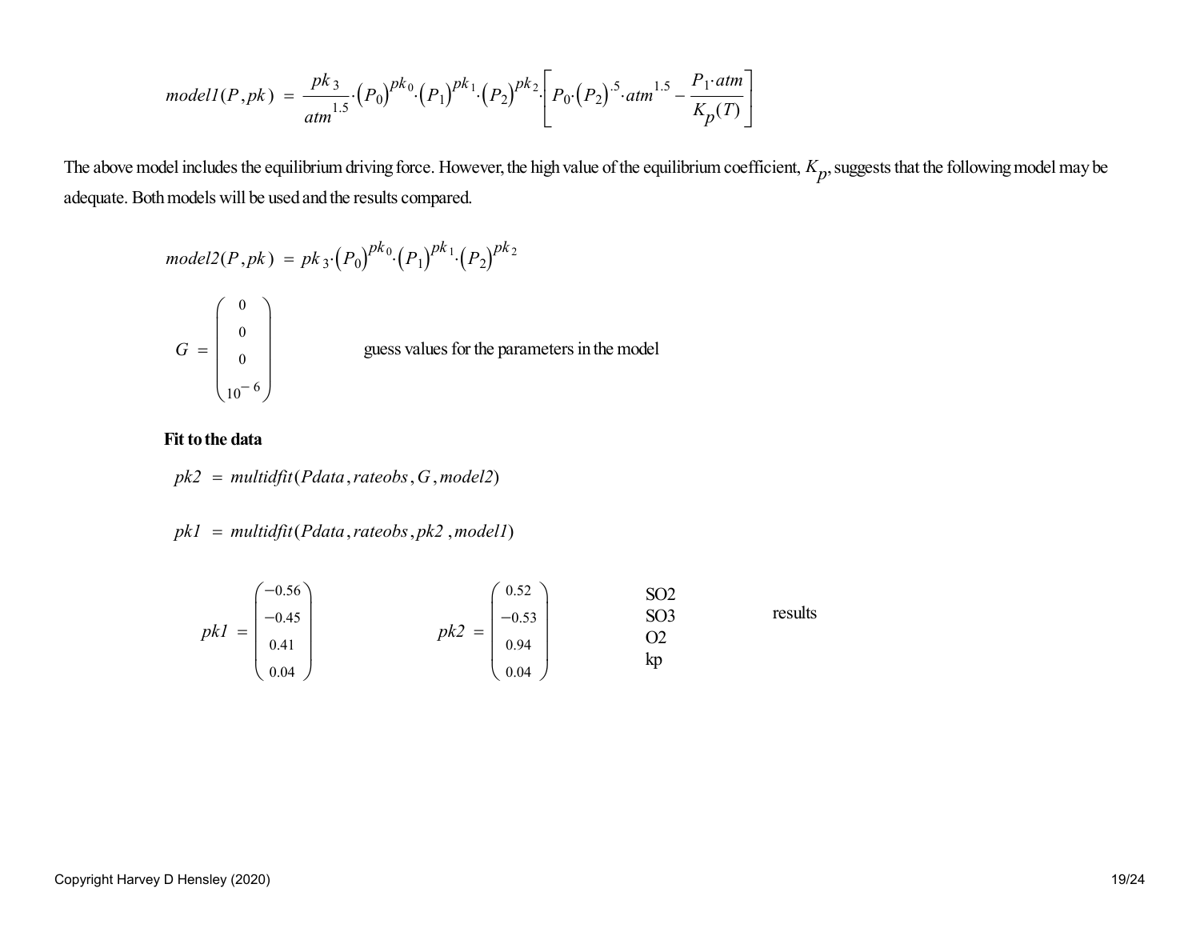$$model1(P, pk) = \frac{pk_3}{atm^{1.5}} \cdot (P_0)^{pk_0} \cdot (P_1)^{pk_1} \cdot (P_2)^{pk_2} \cdot \left[ P_0 \cdot (P_2)^{.5} \cdot atm^{1.5} - \frac{P_1 \cdot atm}{K_p(T)} \right]$$

The above model includes the equilibrium driving force. However, the high value of the equilibrium coefficient, $K_p$, suggests that the following model may be adequate. Both models will be used and the results compared.

$$model2(P, pk) = pk_3 \cdot (P_0)^{pk_0} \cdot (P_1)^{pk_1} \cdot (P_2)^{pk_2}$$

$$G = \begin{pmatrix} 0 \\ 0 \\ 0 \\ 10^{-6} \end{pmatrix}$$ guess values for the parameters in the model

**Fit to the data**

$$pk2 = multidfit(Pdata, rateobs, G, model2)$$

$$pk1 = multidfit(Pdata, rateobs, pk2, model1)$$

$$pk1 = \begin{pmatrix} -0.56 \\ -0.45 \\ 0.41 \\ 0.04 \end{pmatrix} \qquad pk2 = \begin{pmatrix} 0.52 \\ -0.53 \\ 0.94 \\ 0.04 \end{pmatrix}$$

SO2
SO3
O2
kp

results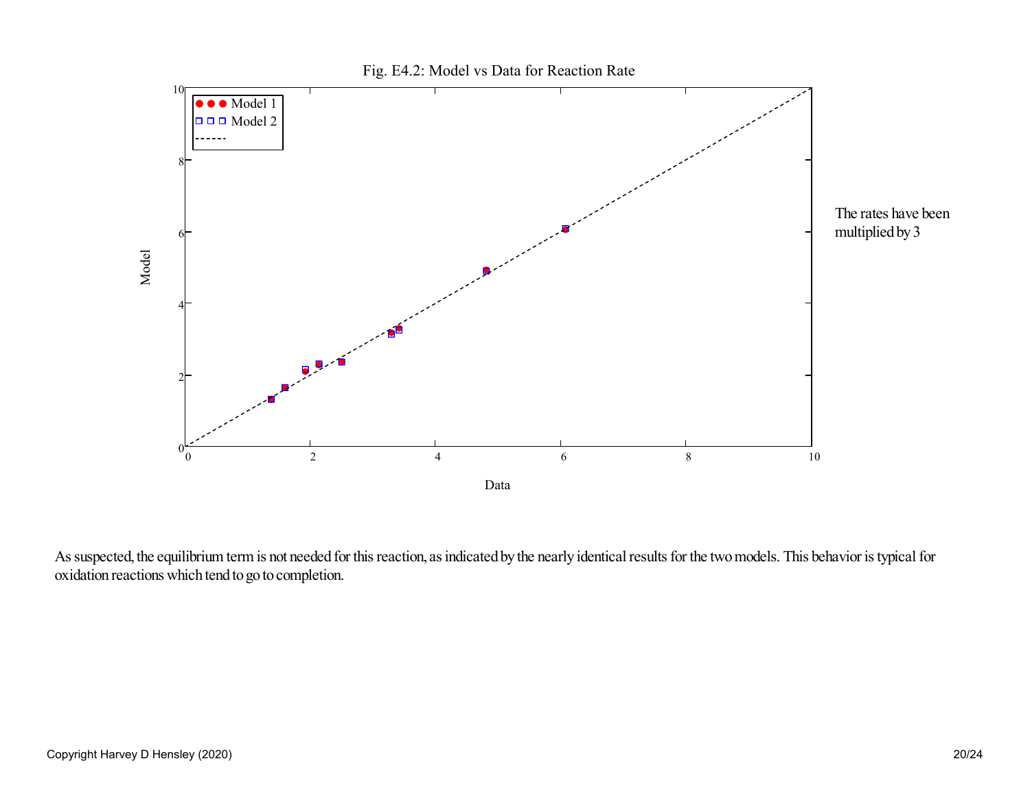Fig. E4.2: Model vs Data for Reaction Rate

The rates have been multiplied by 3

As suspected, the equilibrium term is not needed for this reaction, as indicated by the nearly identical results for the two models. This behavior is typical for oxidation reactions which tend to go to completion.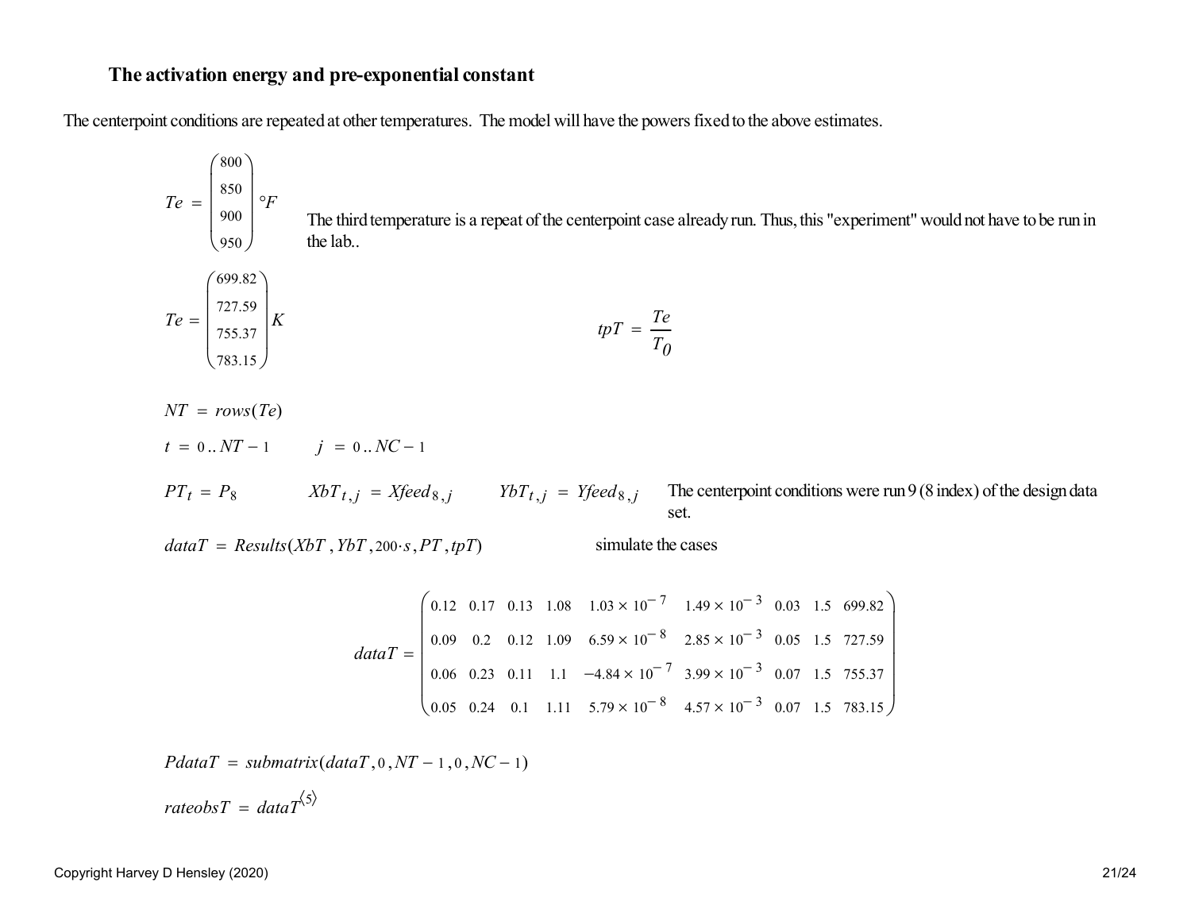### The activation energy and pre-exponential constant

The centerpoint conditions are repeated at other temperatures. The model will have the powers fixed to the above estimates.

$$Te = \begin{pmatrix} 800 \\ 850 \\ 900 \\ 950 \end{pmatrix} °F$$

The third temperature is a repeat of the centerpoint case already run. Thus, this "experiment" would not have to be run in the lab..

$$Te = \begin{pmatrix} 699.82 \\ 727.59 \\ 755.37 \\ 783.15 \end{pmatrix} K \qquad tpT = \frac{Te}{T_0}$$

$$NT = rows(Te)$$

$$t = 0..NT-1 \qquad j = 0..NC-1$$

$$PT_t = P_8 \qquad XbT_{t,j} = Xfeed_{8,j} \qquad YbT_{t,j} = Yfeed_{8,j}$$

The centerpoint conditions were run 9 (8 index) of the design data set.

$$dataT = Results(XbT, YbT, 200 \cdot s, PT, tpT)$$

simulate the cases

$$dataT = \begin{pmatrix} 0.12 & 0.17 & 0.13 & 1.08 & 1.03 \times 10^{-7} & 1.49 \times 10^{-3} & 0.03 & 1.5 & 699.82 \\ 0.09 & 0.2 & 0.12 & 1.09 & 6.59 \times 10^{-8} & 2.85 \times 10^{-3} & 0.05 & 1.5 & 727.59 \\ 0.06 & 0.23 & 0.11 & 1.1 & -4.84 \times 10^{-7} & 3.99 \times 10^{-3} & 0.07 & 1.5 & 755.37 \\ 0.05 & 0.24 & 0.1 & 1.11 & 5.79 \times 10^{-8} & 4.57 \times 10^{-3} & 0.07 & 1.5 & 783.15 \end{pmatrix}$$

$$PdataT = submatrix(dataT, 0, NT-1, 0, NC-1)$$

$$rateobsT = dataT^{\langle 5 \rangle}$$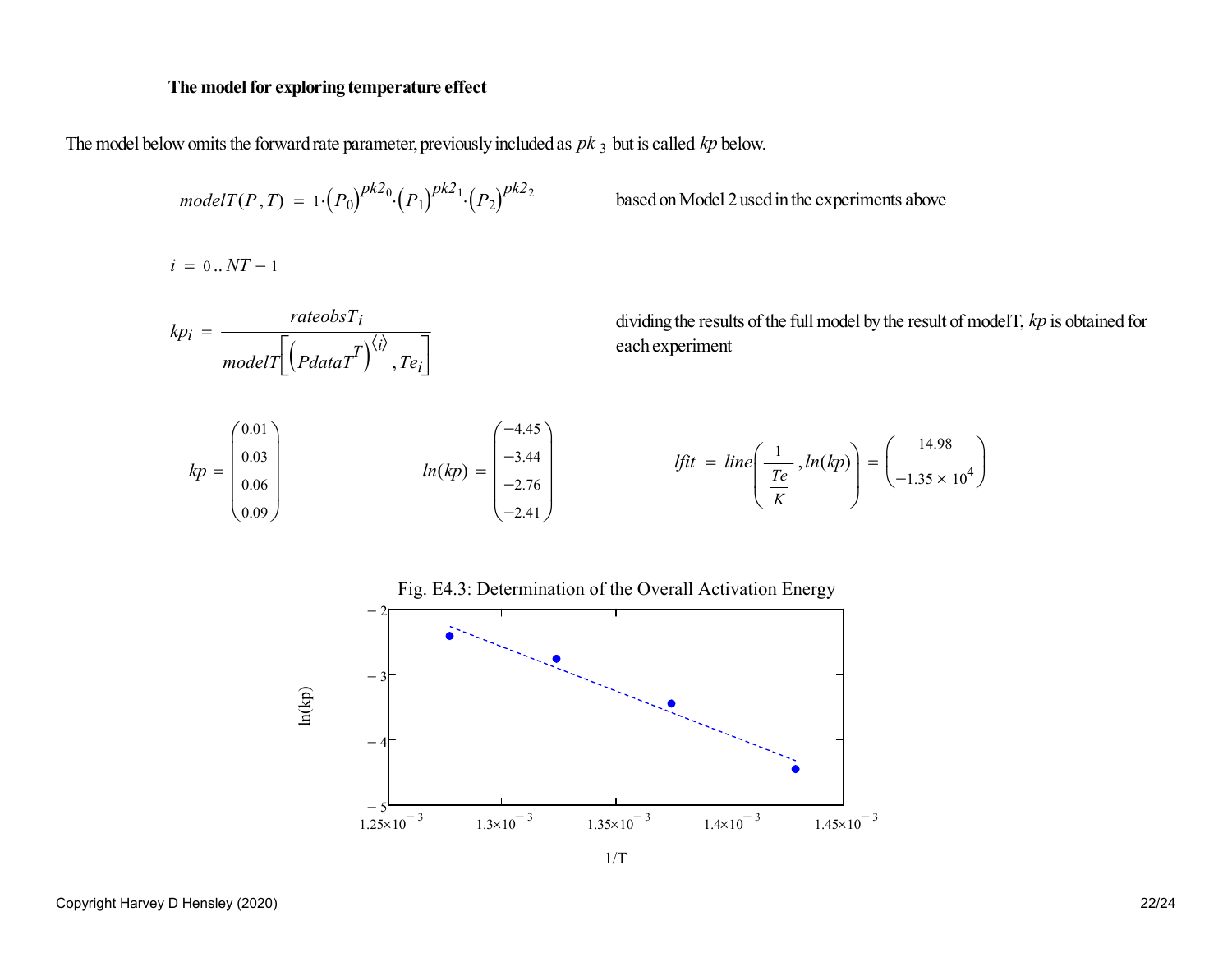**The model for exploring temperature effect**

The model below omits the forward rate parameter, previously included as $pk_3$ but is called $kp$ below.

$$modelT(P,T) = 1 \cdot \left(P_0\right)^{pk2_0} \cdot \left(P_1\right)^{pk2_1} \cdot \left(P_2\right)^{pk2_2}$$

based on Model 2 used in the experiments above

$$i = 0 .. NT - 1$$

$$kp_i = \frac{rateobsT_i}{modelT\left[\left(PdataT^T\right)^{\langle i \rangle}, Te_i\right]}$$

dividing the results of the full model by the result of modelT, $kp$ is obtained for each experiment

$$kp = \begin{pmatrix} 0.01 \\ 0.03 \\ 0.06 \\ 0.09 \end{pmatrix} \qquad ln(kp) = \begin{pmatrix} -4.45 \\ -3.44 \\ -2.76 \\ -2.41 \end{pmatrix} \qquad lfit = line\left(\frac{1}{\frac{Te}{K}}, ln(kp)\right) = \begin{pmatrix} 14.98 \\ -1.35 \times 10^4 \end{pmatrix}$$

Fig. E4.3: Determination of the Overall Activation Energy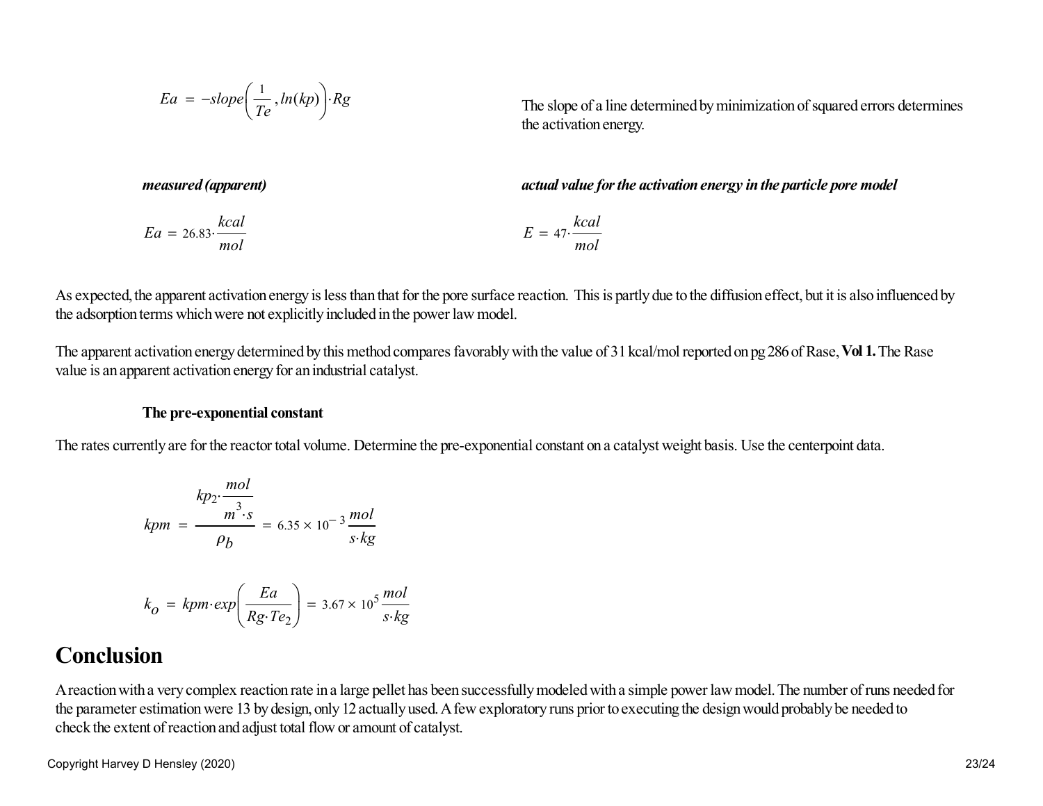$$Ea = -slope\left(\frac{1}{Te}, ln(kp)\right) \cdot Rg$$

The slope of a line determined by minimization of squared errors determines the activation energy.

***measured (apparent)***

$$Ea = 26.83 \cdot \frac{kcal}{mol}$$

***actual value for the activation energy in the particle pore model***

$$E = 47 \cdot \frac{kcal}{mol}$$

As expected, the apparent activation energy is less than that for the pore surface reaction. This is partly due to the diffusion effect, but it is also influenced by the adsorption terms which were not explicitly included in the power law model.

The apparent activation energy determined by this method compares favorably with the value of 31 kcal/mol reported on pg 286 of Rase, **Vol 1.** The Rase value is an apparent activation energy for an industrial catalyst.

**The pre-exponential constant**

The rates currently are for the reactor total volume. Determine the pre-exponential constant on a catalyst weight basis. Use the centerpoint data.

$$kpm = \frac{kp_2 \cdot \frac{mol}{m^3 \cdot s}}{\rho_b} = 6.35 \times 10^{-3} \frac{mol}{s \cdot kg}$$

$$k_o = kpm \cdot exp\left(\frac{Ea}{Rg \cdot Te_2}\right) = 3.67 \times 10^5 \frac{mol}{s \cdot kg}$$

# Conclusion

A reaction with a very complex reaction rate in a large pellet has been successfully modeled with a simple power law model. The number of runs needed for the parameter estimation were 13 by design, only 12 actually used. A few exploratory runs prior to executing the design would probably be needed to check the extent of reaction and adjust total flow or amount of catalyst.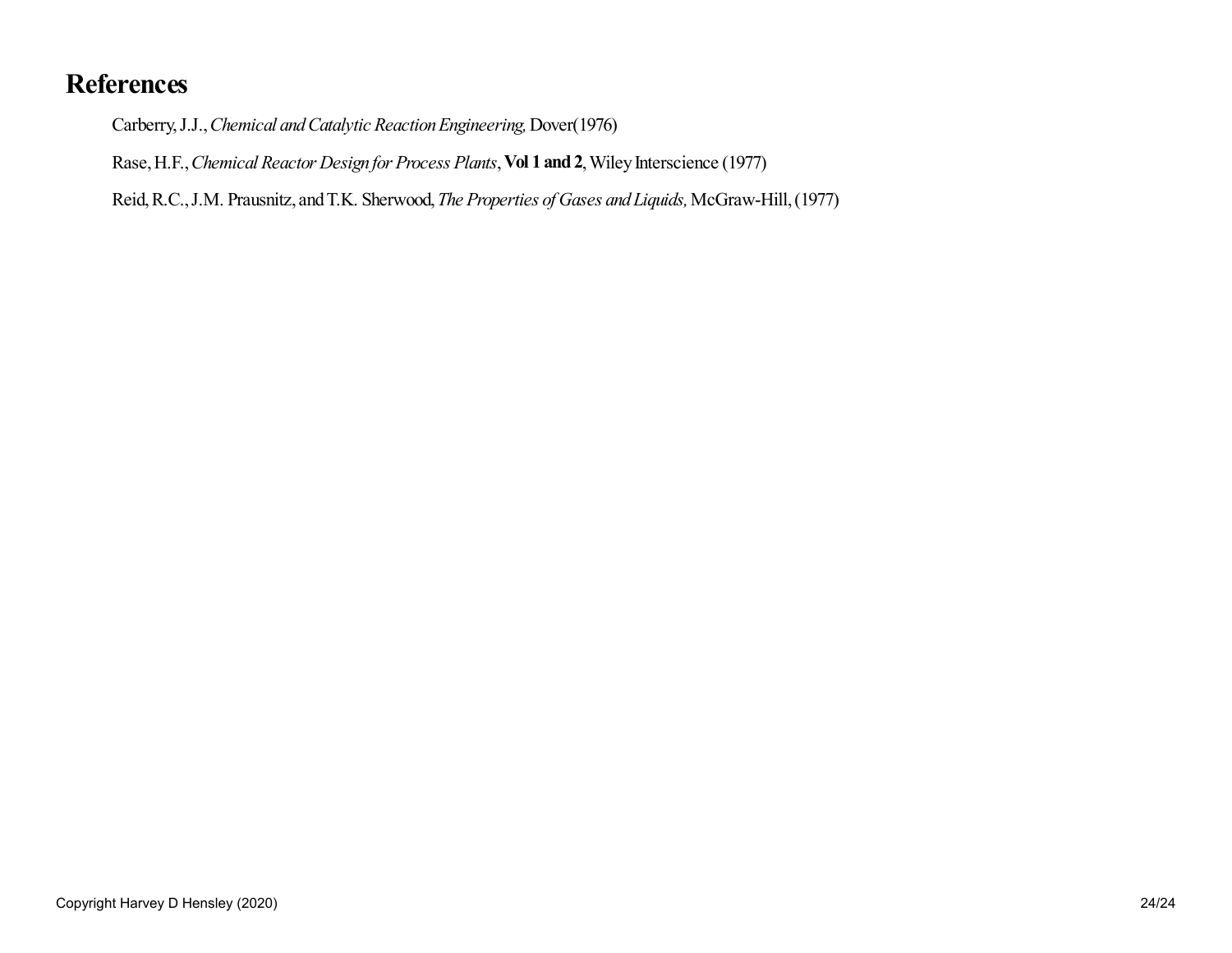# References

Carberry, J.J., *Chemical and Catalytic Reaction Engineering,* Dover(1976)

Rase, H.F., *Chemical Reactor Design for Process Plants*, **Vol 1 and 2**, Wiley Interscience (1977)

Reid, R.C., J.M. Prausnitz, and T.K. Sherwood, *The Properties of Gases and Liquids,* McGraw-Hill, (1977)